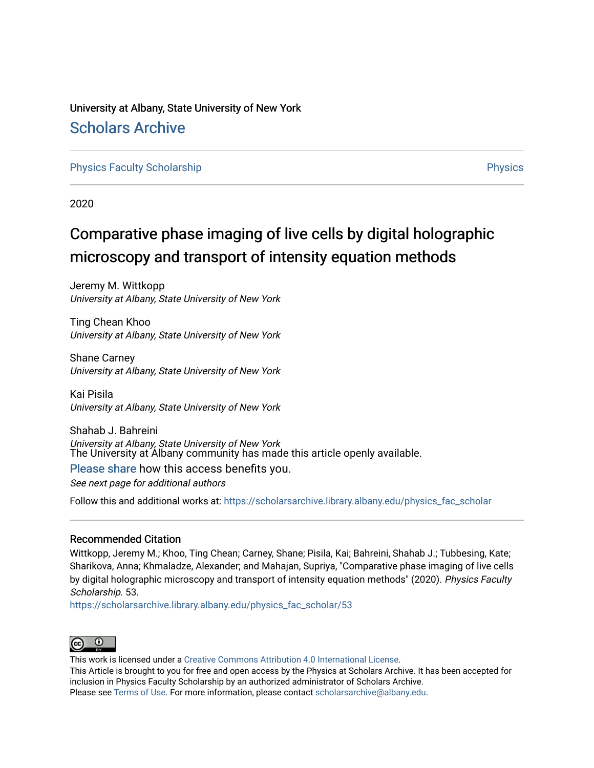University at Albany, State University of New York

# Scholars Archive

Physics Faculty Scholarship | Physics

2020

## Comparative phase imaging of live cells by digital holographic microscopy and transport of intensity equation methods

Jeremy M. Wittkopp
*University at Albany, State University of New York*

Ting Chean Khoo
*University at Albany, State University of New York*

Shane Carney
*University at Albany, State University of New York*

Kai Pisila
*University at Albany, State University of New York*

Shahab J. Bahreini
*University at Albany, State University of New York*

The University at Albany community has made this article openly available.
Please share how this access benefits you.

*See next page for additional authors*

Follow this and additional works at: https://scholarsarchive.library.albany.edu/physics_fac_scholar

### Recommended Citation

Wittkopp, Jeremy M.; Khoo, Ting Chean; Carney, Shane; Pisila, Kai; Bahreini, Shahab J.; Tubbesing, Kate; Sharikova, Anna; Khmaladze, Alexander; and Mahajan, Supriya, "Comparative phase imaging of live cells by digital holographic microscopy and transport of intensity equation methods" (2020). *Physics Faculty Scholarship*. 53.
https://scholarsarchive.library.albany.edu/physics_fac_scholar/53

This work is licensed under a Creative Commons Attribution 4.0 International License.
This Article is brought to you for free and open access by the Physics at Scholars Archive. It has been accepted for inclusion in Physics Faculty Scholarship by an authorized administrator of Scholars Archive.
Please see Terms of Use. For more information, please contact scholarsarchive@albany.edu.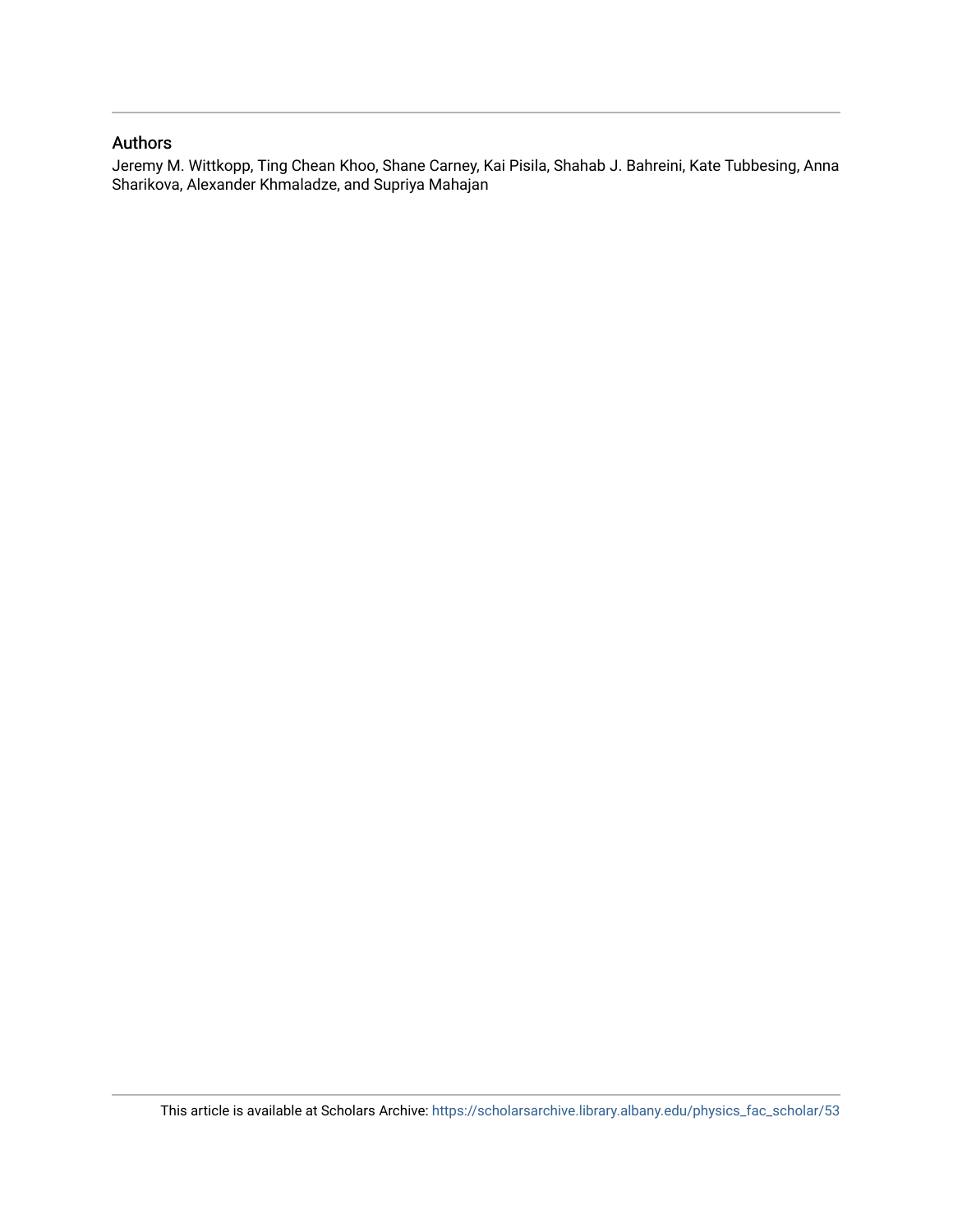## Authors

Jeremy M. Wittkopp, Ting Chean Khoo, Shane Carney, Kai Pisila, Shahab J. Bahreini, Kate Tubbesing, Anna Sharikova, Alexander Khmaladze, and Supriya Mahajan

This article is available at Scholars Archive: https://scholarsarchive.library.albany.edu/physics_fac_scholar/53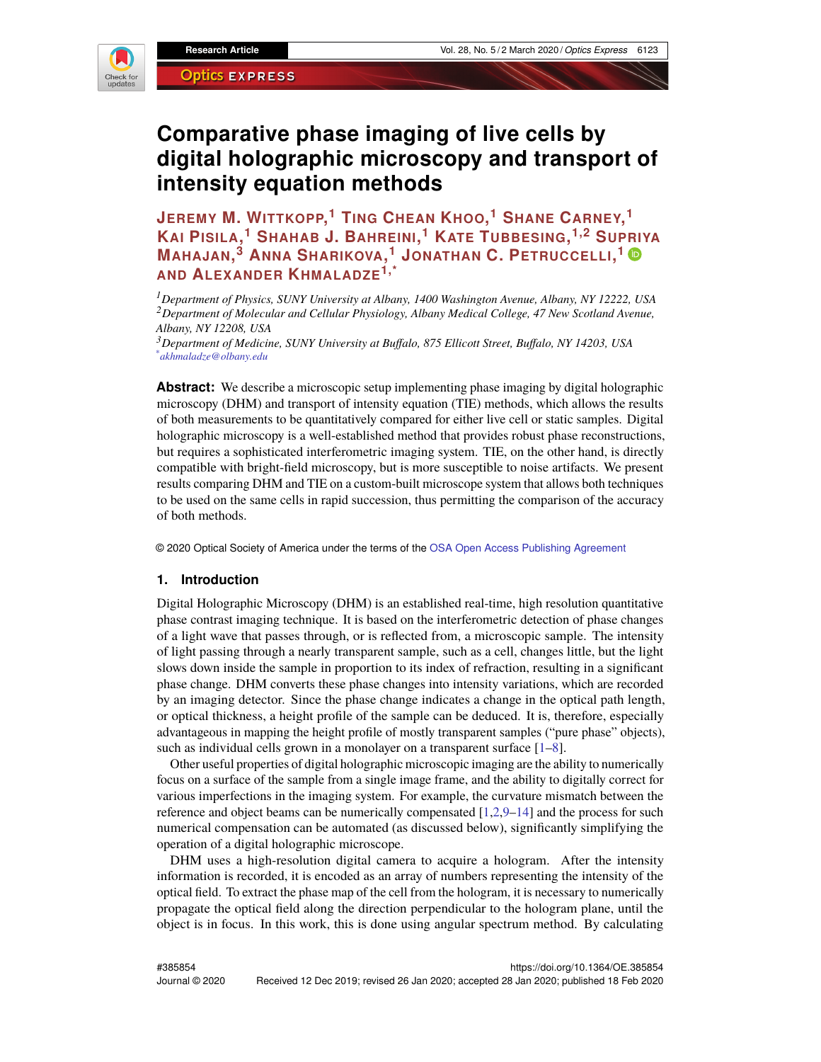# Comparative phase imaging of live cells by digital holographic microscopy and transport of intensity equation methods

**Jeremy M. Wittkopp,[1] Ting Chean Khoo,[1] Shane Carney,[1] Kai Pisila,[1] Shahab J. Bahreini,[1] Kate Tubbesing,[1,2] Supriya Mahajan,[3] Anna Sharikova,[1] Jonathan C. Petruccelli,[1] and Alexander Khmaladze[1,*]**

[1] *Department of Physics, SUNY University at Albany, 1400 Washington Avenue, Albany, NY 12222, USA*
[2] *Department of Molecular and Cellular Physiology, Albany Medical College, 47 New Scotland Avenue, Albany, NY 12208, USA*
[3] *Department of Medicine, SUNY University at Buffalo, 875 Ellicott Street, Buffalo, NY 14203, USA*
[*] *akhmaladze@albany.edu*

**Abstract:** We describe a microscopic setup implementing phase imaging by digital holographic microscopy (DHM) and transport of intensity equation (TIE) methods, which allows the results of both measurements to be quantitatively compared for either live cell or static samples. Digital holographic microscopy is a well-established method that provides robust phase reconstructions, but requires a sophisticated interferometric imaging system. TIE, on the other hand, is directly compatible with bright-field microscopy, but is more susceptible to noise artifacts. We present results comparing DHM and TIE on a custom-built microscope system that allows both techniques to be used on the same cells in rapid succession, thus permitting the comparison of the accuracy of both methods.

© 2020 Optical Society of America under the terms of the OSA Open Access Publishing Agreement

## 1. Introduction

Digital Holographic Microscopy (DHM) is an established real-time, high resolution quantitative phase contrast imaging technique. It is based on the interferometric detection of phase changes of a light wave that passes through, or is reflected from, a microscopic sample. The intensity of light passing through a nearly transparent sample, such as a cell, changes little, but the light slows down inside the sample in proportion to its index of refraction, resulting in a significant phase change. DHM converts these phase changes into intensity variations, which are recorded by an imaging detector. Since the phase change indicates a change in the optical path length, or optical thickness, a height profile of the sample can be deduced. It is, therefore, especially advantageous in mapping the height profile of mostly transparent samples ("pure phase" objects), such as individual cells grown in a monolayer on a transparent surface [1–8].

Other useful properties of digital holographic microscopic imaging are the ability to numerically focus on a surface of the sample from a single image frame, and the ability to digitally correct for various imperfections in the imaging system. For example, the curvature mismatch between the reference and object beams can be numerically compensated [1,2,9–14] and the process for such numerical compensation can be automated (as discussed below), significantly simplifying the operation of a digital holographic microscope.

DHM uses a high-resolution digital camera to acquire a hologram. After the intensity information is recorded, it is encoded as an array of numbers representing the intensity of the optical field. To extract the phase map of the cell from the hologram, it is necessary to numerically propagate the optical field along the direction perpendicular to the hologram plane, until the object is in focus. In this work, this is done using angular spectrum method. By calculating

#385854 https://doi.org/10.1364/OE.385854
Journal © 2020 Received 12 Dec 2019; revised 26 Jan 2020; accepted 28 Jan 2020; published 18 Feb 2020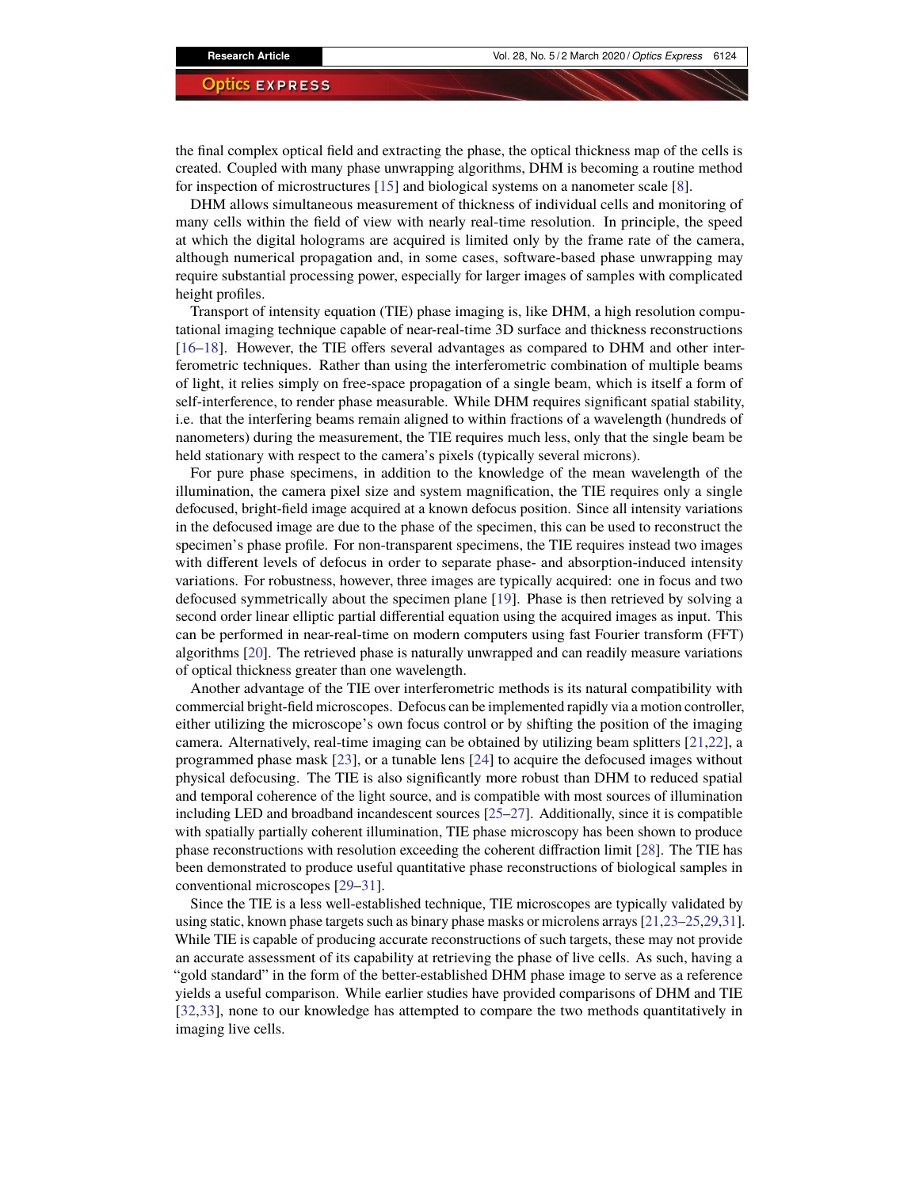the final complex optical field and extracting the phase, the optical thickness map of the cells is created. Coupled with many phase unwrapping algorithms, DHM is becoming a routine method for inspection of microstructures [15] and biological systems on a nanometer scale [8].

DHM allows simultaneous measurement of thickness of individual cells and monitoring of many cells within the field of view with nearly real-time resolution. In principle, the speed at which the digital holograms are acquired is limited only by the frame rate of the camera, although numerical propagation and, in some cases, software-based phase unwrapping may require substantial processing power, especially for larger images of samples with complicated height profiles.

Transport of intensity equation (TIE) phase imaging is, like DHM, a high resolution computational imaging technique capable of near-real-time 3D surface and thickness reconstructions [16–18]. However, the TIE offers several advantages as compared to DHM and other interferometric techniques. Rather than using the interferometric combination of multiple beams of light, it relies simply on free-space propagation of a single beam, which is itself a form of self-interference, to render phase measurable. While DHM requires significant spatial stability, i.e. that the interfering beams remain aligned to within fractions of a wavelength (hundreds of nanometers) during the measurement, the TIE requires much less, only that the single beam be held stationary with respect to the camera's pixels (typically several microns).

For pure phase specimens, in addition to the knowledge of the mean wavelength of the illumination, the camera pixel size and system magnification, the TIE requires only a single defocused, bright-field image acquired at a known defocus position. Since all intensity variations in the defocused image are due to the phase of the specimen, this can be used to reconstruct the specimen's phase profile. For non-transparent specimens, the TIE requires instead two images with different levels of defocus in order to separate phase- and absorption-induced intensity variations. For robustness, however, three images are typically acquired: one in focus and two defocused symmetrically about the specimen plane [19]. Phase is then retrieved by solving a second order linear elliptic partial differential equation using the acquired images as input. This can be performed in near-real-time on modern computers using fast Fourier transform (FFT) algorithms [20]. The retrieved phase is naturally unwrapped and can readily measure variations of optical thickness greater than one wavelength.

Another advantage of the TIE over interferometric methods is its natural compatibility with commercial bright-field microscopes. Defocus can be implemented rapidly via a motion controller, either utilizing the microscope's own focus control or by shifting the position of the imaging camera. Alternatively, real-time imaging can be obtained by utilizing beam splitters [21,22], a programmed phase mask [23], or a tunable lens [24] to acquire the defocused images without physical defocusing. The TIE is also significantly more robust than DHM to reduced spatial and temporal coherence of the light source, and is compatible with most sources of illumination including LED and broadband incandescent sources [25–27]. Additionally, since it is compatible with spatially partially coherent illumination, TIE phase microscopy has been shown to produce phase reconstructions with resolution exceeding the coherent diffraction limit [28]. The TIE has been demonstrated to produce useful quantitative phase reconstructions of biological samples in conventional microscopes [29–31].

Since the TIE is a less well-established technique, TIE microscopes are typically validated by using static, known phase targets such as binary phase masks or microlens arrays [21,23–25,29,31]. While TIE is capable of producing accurate reconstructions of such targets, these may not provide an accurate assessment of its capability at retrieving the phase of live cells. As such, having a "gold standard" in the form of the better-established DHM phase image to serve as a reference yields a useful comparison. While earlier studies have provided comparisons of DHM and TIE [32,33], none to our knowledge has attempted to compare the two methods quantitatively in imaging live cells.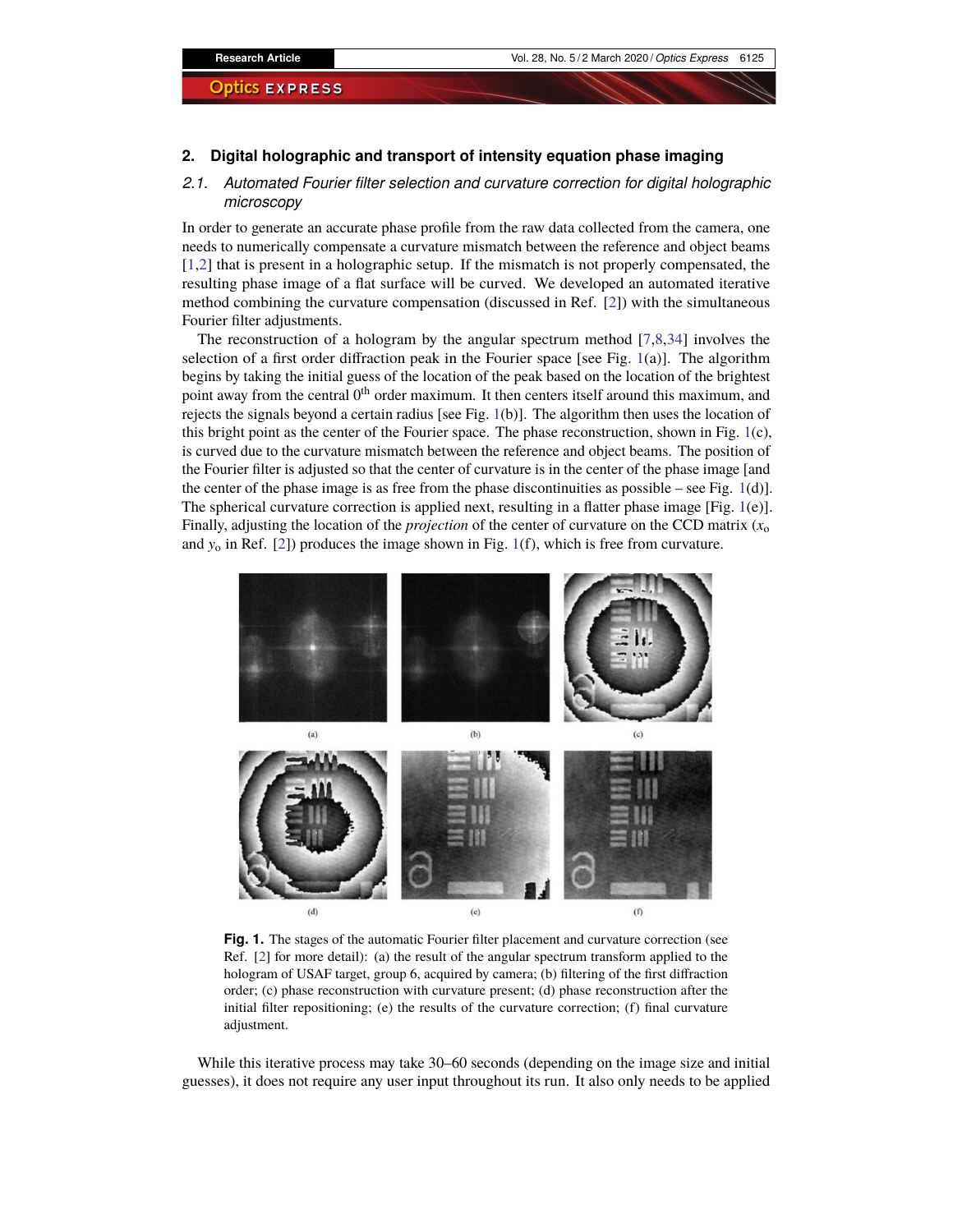## 2. Digital holographic and transport of intensity equation phase imaging

### 2.1. *Automated Fourier filter selection and curvature correction for digital holographic microscopy*

In order to generate an accurate phase profile from the raw data collected from the camera, one needs to numerically compensate a curvature mismatch between the reference and object beams [1,2] that is present in a holographic setup. If the mismatch is not properly compensated, the resulting phase image of a flat surface will be curved. We developed an automated iterative method combining the curvature compensation (discussed in Ref. [2]) with the simultaneous Fourier filter adjustments.

The reconstruction of a hologram by the angular spectrum method [7,8,34] involves the selection of a first order diffraction peak in the Fourier space [see Fig. 1(a)]. The algorithm begins by taking the initial guess of the location of the peak based on the location of the brightest point away from the central $0^{\text{th}}$ order maximum. It then centers itself around this maximum, and rejects the signals beyond a certain radius [see Fig. 1(b)]. The algorithm then uses the location of this bright point as the center of the Fourier space. The phase reconstruction, shown in Fig. 1(c), is curved due to the curvature mismatch between the reference and object beams. The position of the Fourier filter is adjusted so that the center of curvature is in the center of the phase image [and the center of the phase image is as free from the phase discontinuities as possible – see Fig. 1(d)]. The spherical curvature correction is applied next, resulting in a flatter phase image [Fig. 1(e)]. Finally, adjusting the location of the *projection* of the center of curvature on the CCD matrix ($x_o$ and $y_o$ in Ref. [2]) produces the image shown in Fig. 1(f), which is free from curvature.

**Fig. 1.** The stages of the automatic Fourier filter placement and curvature correction (see Ref. [2] for more detail): (a) the result of the angular spectrum transform applied to the hologram of USAF target, group 6, acquired by camera; (b) filtering of the first diffraction order; (c) phase reconstruction with curvature present; (d) phase reconstruction after the initial filter repositioning; (e) the results of the curvature correction; (f) final curvature adjustment.

While this iterative process may take 30–60 seconds (depending on the image size and initial guesses), it does not require any user input throughout its run. It also only needs to be applied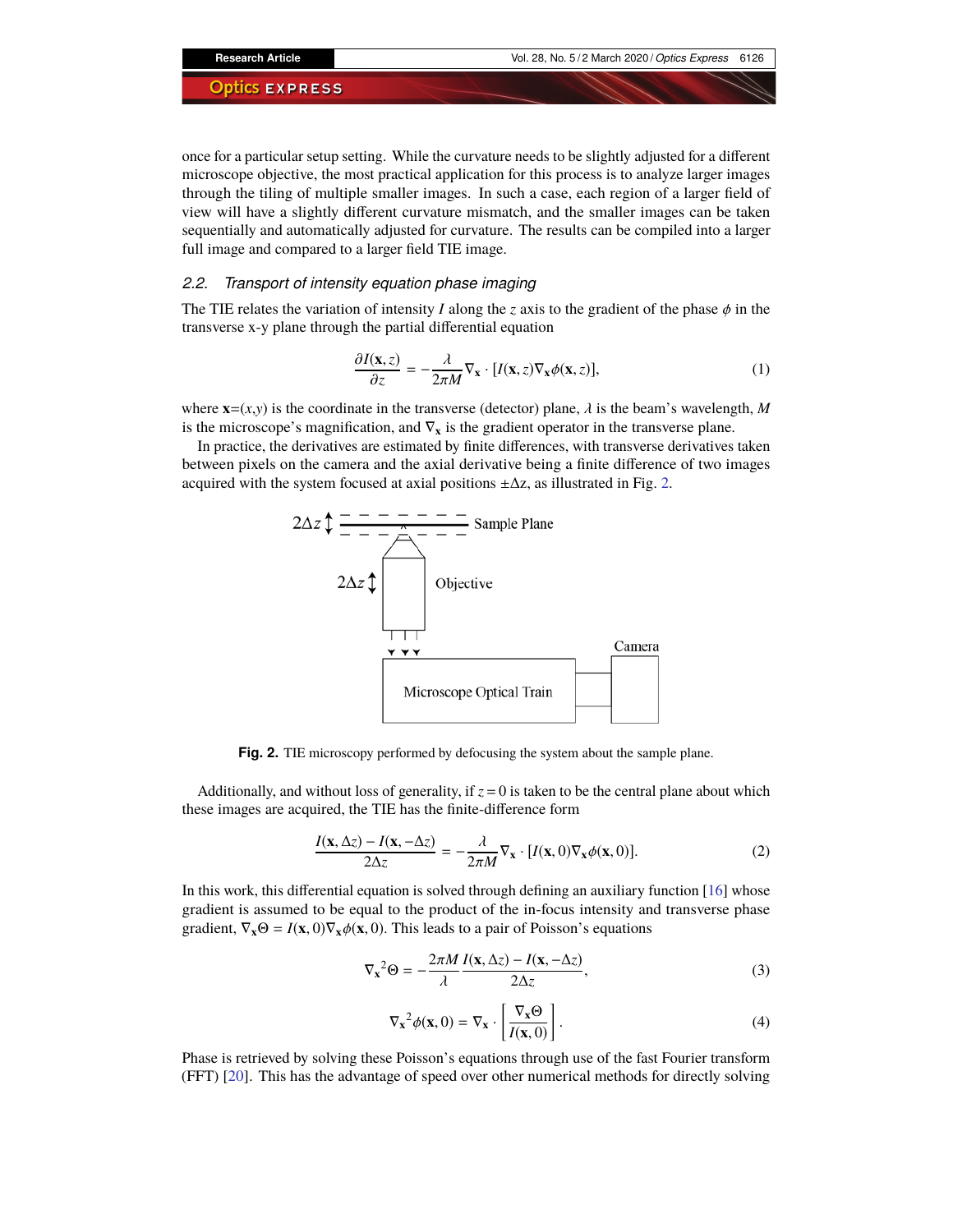once for a particular setup setting. While the curvature needs to be slightly adjusted for a different microscope objective, the most practical application for this process is to analyze larger images through the tiling of multiple smaller images. In such a case, each region of a larger field of view will have a slightly different curvature mismatch, and the smaller images can be taken sequentially and automatically adjusted for curvature. The results can be compiled into a larger full image and compared to a larger field TIE image.

### 2.2. Transport of intensity equation phase imaging

The TIE relates the variation of intensity $I$ along the $z$ axis to the gradient of the phase $\phi$ in the transverse x-y plane through the partial differential equation

$$\frac{\partial I(\mathbf{x}, z)}{\partial z} = -\frac{\lambda}{2\pi M} \nabla_{\mathbf{x}} \cdot [I(\mathbf{x}, z) \nabla_{\mathbf{x}} \phi(\mathbf{x}, z)], \tag{1}$$

where $\mathbf{x}=(x,y)$ is the coordinate in the transverse (detector) plane, $\lambda$ is the beam's wavelength, $M$ is the microscope's magnification, and $\nabla_{\mathbf{x}}$ is the gradient operator in the transverse plane.

In practice, the derivatives are estimated by finite differences, with transverse derivatives taken between pixels on the camera and the axial derivative being a finite difference of two images acquired with the system focused at axial positions $\pm\Delta z$, as illustrated in Fig. 2.

**Fig. 2.** TIE microscopy performed by defocusing the system about the sample plane.

Additionally, and without loss of generality, if $z=0$ is taken to be the central plane about which these images are acquired, the TIE has the finite-difference form

$$\frac{I(\mathbf{x}, \Delta z) - I(\mathbf{x}, -\Delta z)}{2\Delta z} = -\frac{\lambda}{2\pi M} \nabla_{\mathbf{x}} \cdot [I(\mathbf{x}, 0) \nabla_{\mathbf{x}} \phi(\mathbf{x}, 0)]. \tag{2}$$

In this work, this differential equation is solved through defining an auxiliary function [16] whose gradient is assumed to be equal to the product of the in-focus intensity and transverse phase gradient, $\nabla_{\mathbf{x}}\Theta = I(\mathbf{x}, 0)\nabla_{\mathbf{x}}\phi(\mathbf{x}, 0)$. This leads to a pair of Poisson's equations

$$\nabla_{\mathbf{x}}{}^2\Theta = -\frac{2\pi M}{\lambda} \frac{I(\mathbf{x}, \Delta z) - I(\mathbf{x}, -\Delta z)}{2\Delta z}, \tag{3}$$

$$\nabla_{\mathbf{x}}{}^2\phi(\mathbf{x}, 0) = \nabla_{\mathbf{x}} \cdot \left[\frac{\nabla_{\mathbf{x}}\Theta}{I(\mathbf{x}, 0)}\right]. \tag{4}$$

Phase is retrieved by solving these Poisson's equations through use of the fast Fourier transform (FFT) [20]. This has the advantage of speed over other numerical methods for directly solving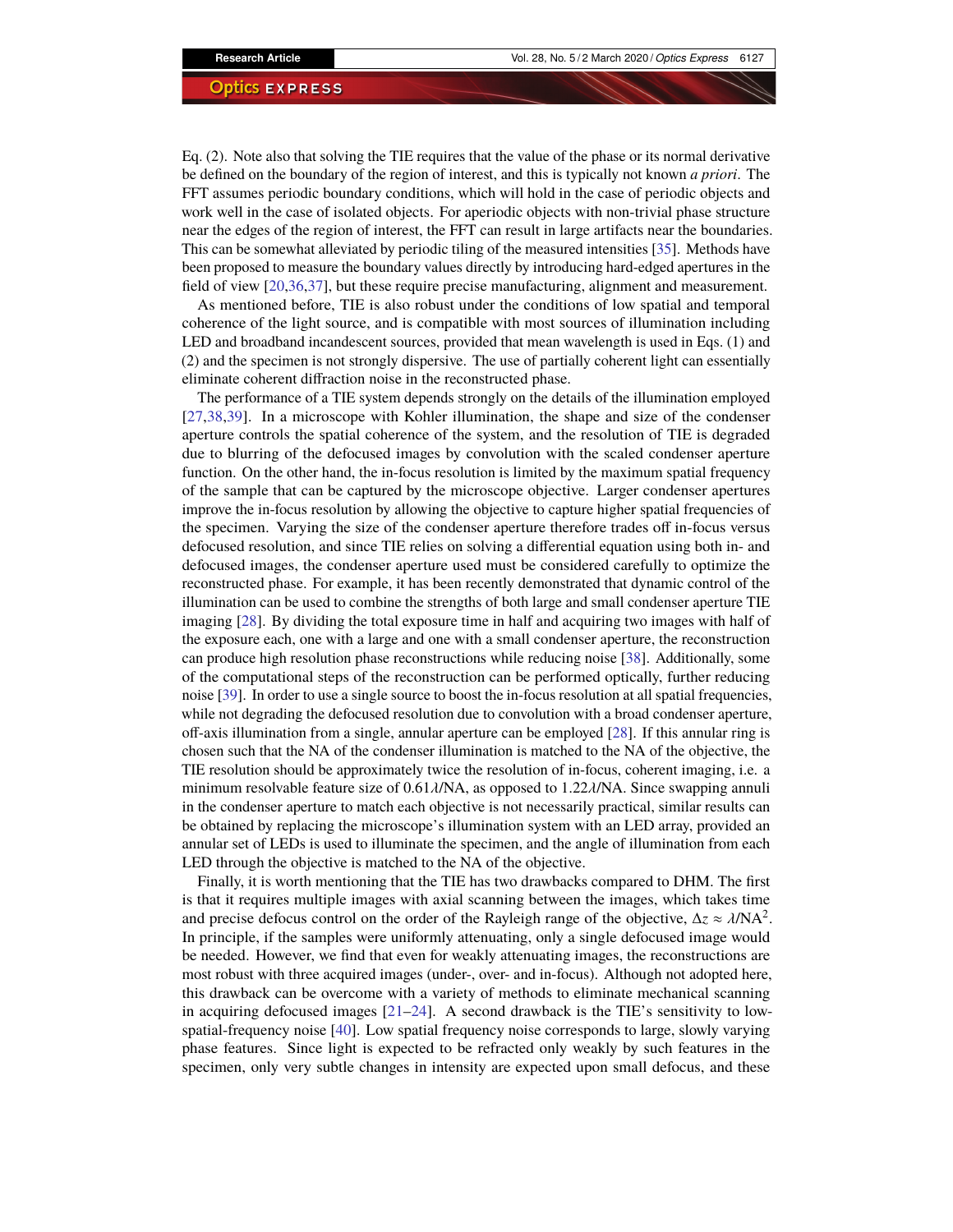Eq. (2). Note also that solving the TIE requires that the value of the phase or its normal derivative be defined on the boundary of the region of interest, and this is typically not known *a priori*. The FFT assumes periodic boundary conditions, which will hold in the case of periodic objects and work well in the case of isolated objects. For aperiodic objects with non-trivial phase structure near the edges of the region of interest, the FFT can result in large artifacts near the boundaries. This can be somewhat alleviated by periodic tiling of the measured intensities [35]. Methods have been proposed to measure the boundary values directly by introducing hard-edged apertures in the field of view [20,36,37], but these require precise manufacturing, alignment and measurement.

As mentioned before, TIE is also robust under the conditions of low spatial and temporal coherence of the light source, and is compatible with most sources of illumination including LED and broadband incandescent sources, provided that mean wavelength is used in Eqs. (1) and (2) and the specimen is not strongly dispersive. The use of partially coherent light can essentially eliminate coherent diffraction noise in the reconstructed phase.

The performance of a TIE system depends strongly on the details of the illumination employed [27,38,39]. In a microscope with Kohler illumination, the shape and size of the condenser aperture controls the spatial coherence of the system, and the resolution of TIE is degraded due to blurring of the defocused images by convolution with the scaled condenser aperture function. On the other hand, the in-focus resolution is limited by the maximum spatial frequency of the sample that can be captured by the microscope objective. Larger condenser apertures improve the in-focus resolution by allowing the objective to capture higher spatial frequencies of the specimen. Varying the size of the condenser aperture therefore trades off in-focus versus defocused resolution, and since TIE relies on solving a differential equation using both in- and defocused images, the condenser aperture used must be considered carefully to optimize the reconstructed phase. For example, it has been recently demonstrated that dynamic control of the illumination can be used to combine the strengths of both large and small condenser aperture TIE imaging [28]. By dividing the total exposure time in half and acquiring two images with half of the exposure each, one with a large and one with a small condenser aperture, the reconstruction can produce high resolution phase reconstructions while reducing noise [38]. Additionally, some of the computational steps of the reconstruction can be performed optically, further reducing noise [39]. In order to use a single source to boost the in-focus resolution at all spatial frequencies, while not degrading the defocused resolution due to convolution with a broad condenser aperture, off-axis illumination from a single, annular aperture can be employed [28]. If this annular ring is chosen such that the NA of the condenser illumination is matched to the NA of the objective, the TIE resolution should be approximately twice the resolution of in-focus, coherent imaging, i.e. a minimum resolvable feature size of $0.61\lambda/\mathrm{NA}$, as opposed to $1.22\lambda/\mathrm{NA}$. Since swapping annuli in the condenser aperture to match each objective is not necessarily practical, similar results can be obtained by replacing the microscope's illumination system with an LED array, provided an annular set of LEDs is used to illuminate the specimen, and the angle of illumination from each LED through the objective is matched to the NA of the objective.

Finally, it is worth mentioning that the TIE has two drawbacks compared to DHM. The first is that it requires multiple images with axial scanning between the images, which takes time and precise defocus control on the order of the Rayleigh range of the objective, $\Delta z \approx \lambda/\mathrm{NA}^2$. In principle, if the samples were uniformly attenuating, only a single defocused image would be needed. However, we find that even for weakly attenuating images, the reconstructions are most robust with three acquired images (under-, over- and in-focus). Although not adopted here, this drawback can be overcome with a variety of methods to eliminate mechanical scanning in acquiring defocused images [21–24]. A second drawback is the TIE's sensitivity to low-spatial-frequency noise [40]. Low spatial frequency noise corresponds to large, slowly varying phase features. Since light is expected to be refracted only weakly by such features in the specimen, only very subtle changes in intensity are expected upon small defocus, and these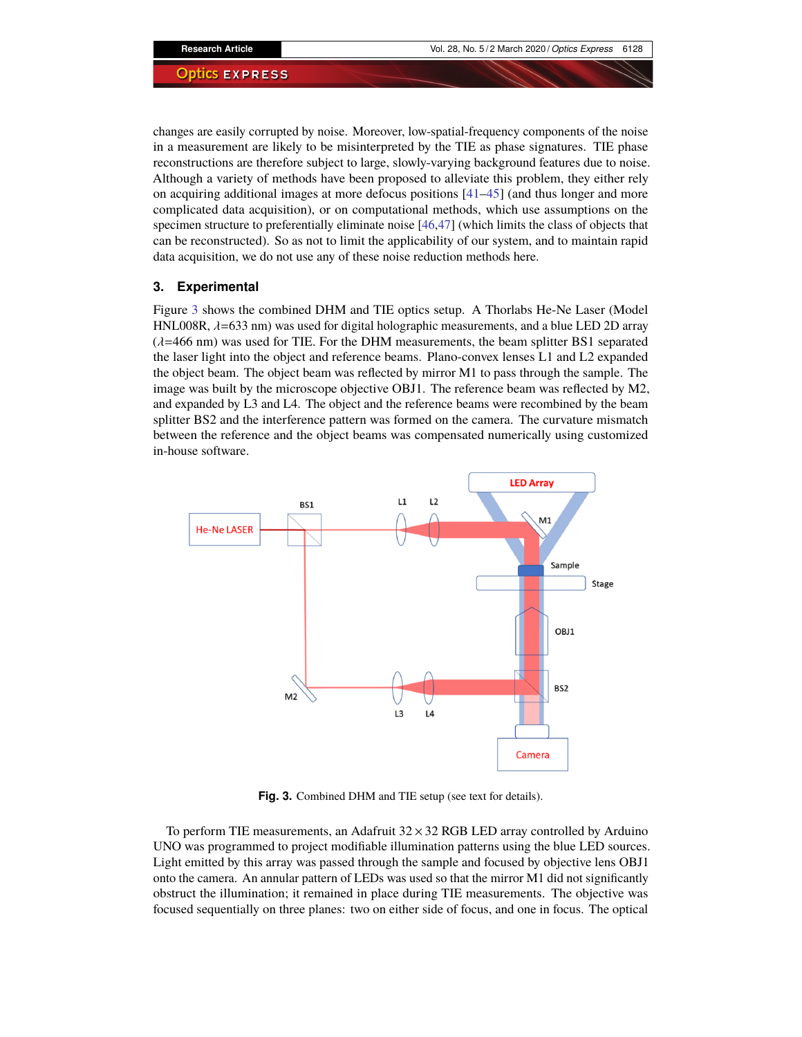changes are easily corrupted by noise. Moreover, low-spatial-frequency components of the noise in a measurement are likely to be misinterpreted by the TIE as phase signatures. TIE phase reconstructions are therefore subject to large, slowly-varying background features due to noise. Although a variety of methods have been proposed to alleviate this problem, they either rely on acquiring additional images at more defocus positions [41–45] (and thus longer and more complicated data acquisition), or on computational methods, which use assumptions on the specimen structure to preferentially eliminate noise [46,47] (which limits the class of objects that can be reconstructed). So as not to limit the applicability of our system, and to maintain rapid data acquisition, we do not use any of these noise reduction methods here.

## 3. Experimental

Figure 3 shows the combined DHM and TIE optics setup. A Thorlabs He-Ne Laser (Model HNL008R, $\lambda$=633 nm) was used for digital holographic measurements, and a blue LED 2D array ($\lambda$=466 nm) was used for TIE. For the DHM measurements, the beam splitter BS1 separated the laser light into the object and reference beams. Plano-convex lenses L1 and L2 expanded the object beam. The object beam was reflected by mirror M1 to pass through the sample. The image was built by the microscope objective OBJ1. The reference beam was reflected by M2, and expanded by L3 and L4. The object and the reference beams were recombined by the beam splitter BS2 and the interference pattern was formed on the camera. The curvature mismatch between the reference and the object beams was compensated numerically using customized in-house software.

**Fig. 3.** Combined DHM and TIE setup (see text for details).

To perform TIE measurements, an Adafruit $32 \times 32$ RGB LED array controlled by Arduino UNO was programmed to project modifiable illumination patterns using the blue LED sources. Light emitted by this array was passed through the sample and focused by objective lens OBJ1 onto the camera. An annular pattern of LEDs was used so that the mirror M1 did not significantly obstruct the illumination; it remained in place during TIE measurements. The objective was focused sequentially on three planes: two on either side of focus, and one in focus. The optical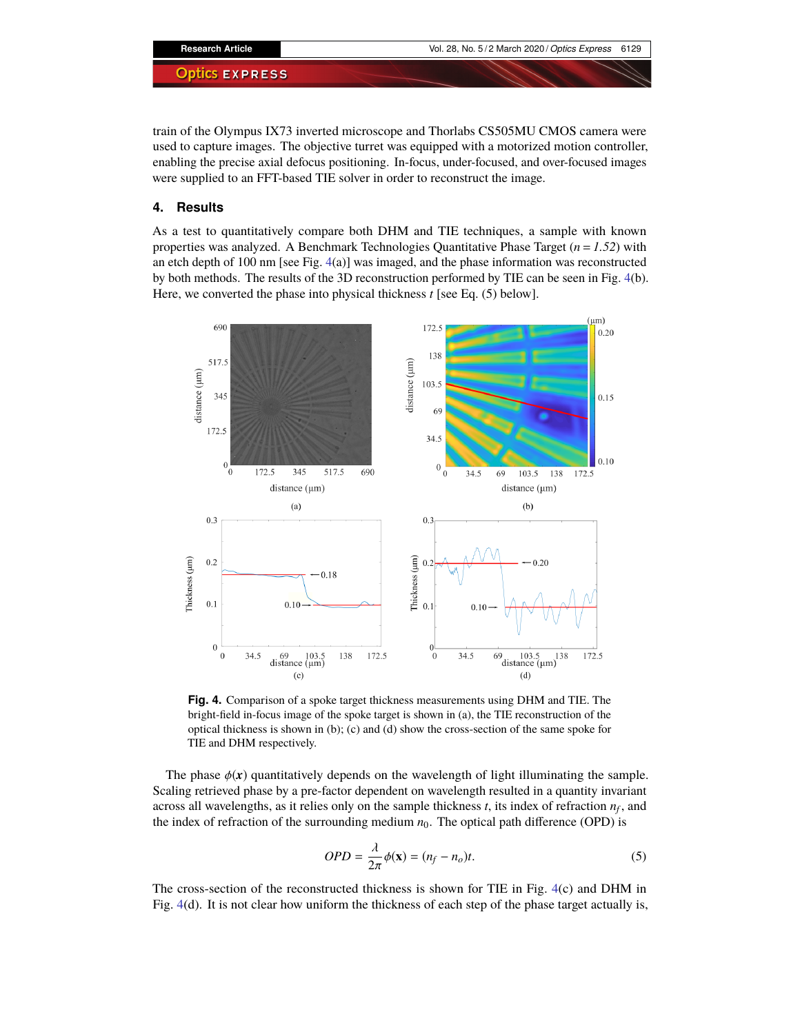train of the Olympus IX73 inverted microscope and Thorlabs CS505MU CMOS camera were used to capture images. The objective turret was equipped with a motorized motion controller, enabling the precise axial defocus positioning. In-focus, under-focused, and over-focused images were supplied to an FFT-based TIE solver in order to reconstruct the image.

## 4. Results

As a test to quantitatively compare both DHM and TIE techniques, a sample with known properties was analyzed. A Benchmark Technologies Quantitative Phase Target ($n = 1.52$) with an etch depth of 100 nm [see Fig. 4(a)] was imaged, and the phase information was reconstructed by both methods. The results of the 3D reconstruction performed by TIE can be seen in Fig. 4(b). Here, we converted the phase into physical thickness $t$ [see Eq. (5) below].

**Fig. 4.** Comparison of a spoke target thickness measurements using DHM and TIE. The bright-field in-focus image of the spoke target is shown in (a), the TIE reconstruction of the optical thickness is shown in (b); (c) and (d) show the cross-section of the same spoke for TIE and DHM respectively.

The phase $\phi(\boldsymbol{x})$ quantitatively depends on the wavelength of light illuminating the sample. Scaling retrieved phase by a pre-factor dependent on wavelength resulted in a quantity invariant across all wavelengths, as it relies only on the sample thickness $t$, its index of refraction $n_f$, and the index of refraction of the surrounding medium $n_0$. The optical path difference (OPD) is

$$OPD = \frac{\lambda}{2\pi}\phi(\mathbf{x}) = (n_f - n_o)t. \tag{5}$$

The cross-section of the reconstructed thickness is shown for TIE in Fig. 4(c) and DHM in Fig. 4(d). It is not clear how uniform the thickness of each step of the phase target actually is,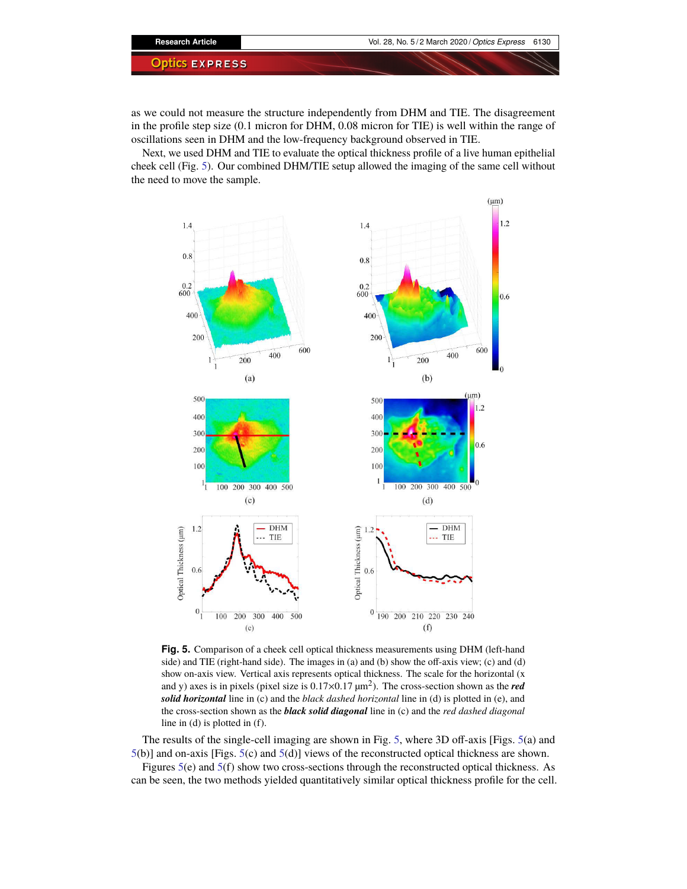as we could not measure the structure independently from DHM and TIE. The disagreement in the profile step size (0.1 micron for DHM, 0.08 micron for TIE) is well within the range of oscillations seen in DHM and the low-frequency background observed in TIE.

Next, we used DHM and TIE to evaluate the optical thickness profile of a live human epithelial cheek cell (Fig. 5). Our combined DHM/TIE setup allowed the imaging of the same cell without the need to move the sample.

**Fig. 5.** Comparison of a cheek cell optical thickness measurements using DHM (left-hand side) and TIE (right-hand side). The images in (a) and (b) show the off-axis view; (c) and (d) show on-axis view. Vertical axis represents optical thickness. The scale for the horizontal (x and y) axes is in pixels (pixel size is $0.17\times0.17$ μm$^2$). The cross-section shown as the ***red solid horizontal*** line in (c) and the *black dashed horizontal* line in (d) is plotted in (e), and the cross-section shown as the ***black solid diagonal*** line in (c) and the *red dashed diagonal* line in (d) is plotted in (f).

The results of the single-cell imaging are shown in Fig. 5, where 3D off-axis [Figs. 5(a) and 5(b)] and on-axis [Figs. 5(c) and 5(d)] views of the reconstructed optical thickness are shown.

Figures 5(e) and 5(f) show two cross-sections through the reconstructed optical thickness. As can be seen, the two methods yielded quantitatively similar optical thickness profile for the cell.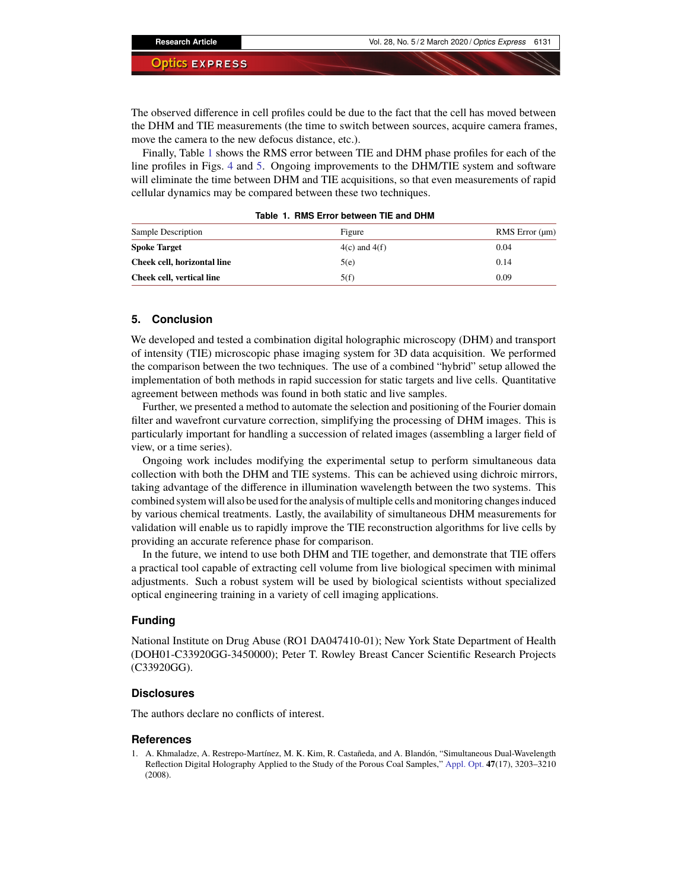The observed difference in cell profiles could be due to the fact that the cell has moved between the DHM and TIE measurements (the time to switch between sources, acquire camera frames, move the camera to the new defocus distance, etc.).

Finally, Table 1 shows the RMS error between TIE and DHM phase profiles for each of the line profiles in Figs. 4 and 5. Ongoing improvements to the DHM/TIE system and software will eliminate the time between DHM and TIE acquisitions, so that even measurements of rapid cellular dynamics may be compared between these two techniques.

**Table 1. RMS Error between TIE and DHM**

| Sample Description | Figure | RMS Error (μm) |
|---|---|---|
| **Spoke Target** | 4(c) and 4(f) | 0.04 |
| **Cheek cell, horizontal line** | 5(e) | 0.14 |
| **Cheek cell, vertical line** | 5(f) | 0.09 |

## 5. Conclusion

We developed and tested a combination digital holographic microscopy (DHM) and transport of intensity (TIE) microscopic phase imaging system for 3D data acquisition. We performed the comparison between the two techniques. The use of a combined "hybrid" setup allowed the implementation of both methods in rapid succession for static targets and live cells. Quantitative agreement between methods was found in both static and live samples.

Further, we presented a method to automate the selection and positioning of the Fourier domain filter and wavefront curvature correction, simplifying the processing of DHM images. This is particularly important for handling a succession of related images (assembling a larger field of view, or a time series).

Ongoing work includes modifying the experimental setup to perform simultaneous data collection with both the DHM and TIE systems. This can be achieved using dichroic mirrors, taking advantage of the difference in illumination wavelength between the two systems. This combined system will also be used for the analysis of multiple cells and monitoring changes induced by various chemical treatments. Lastly, the availability of simultaneous DHM measurements for validation will enable us to rapidly improve the TIE reconstruction algorithms for live cells by providing an accurate reference phase for comparison.

In the future, we intend to use both DHM and TIE together, and demonstrate that TIE offers a practical tool capable of extracting cell volume from live biological specimen with minimal adjustments. Such a robust system will be used by biological scientists without specialized optical engineering training in a variety of cell imaging applications.

### Funding

National Institute on Drug Abuse (RO1 DA047410-01); New York State Department of Health (DOH01-C33920GG-3450000); Peter T. Rowley Breast Cancer Scientific Research Projects (C33920GG).

### Disclosures

The authors declare no conflicts of interest.

### References

1. A. Khmaladze, A. Restrepo-Martínez, M. K. Kim, R. Castañeda, and A. Blandón, "Simultaneous Dual-Wavelength Reflection Digital Holography Applied to the Study of the Porous Coal Samples," Appl. Opt. **47**(17), 3203–3210 (2008).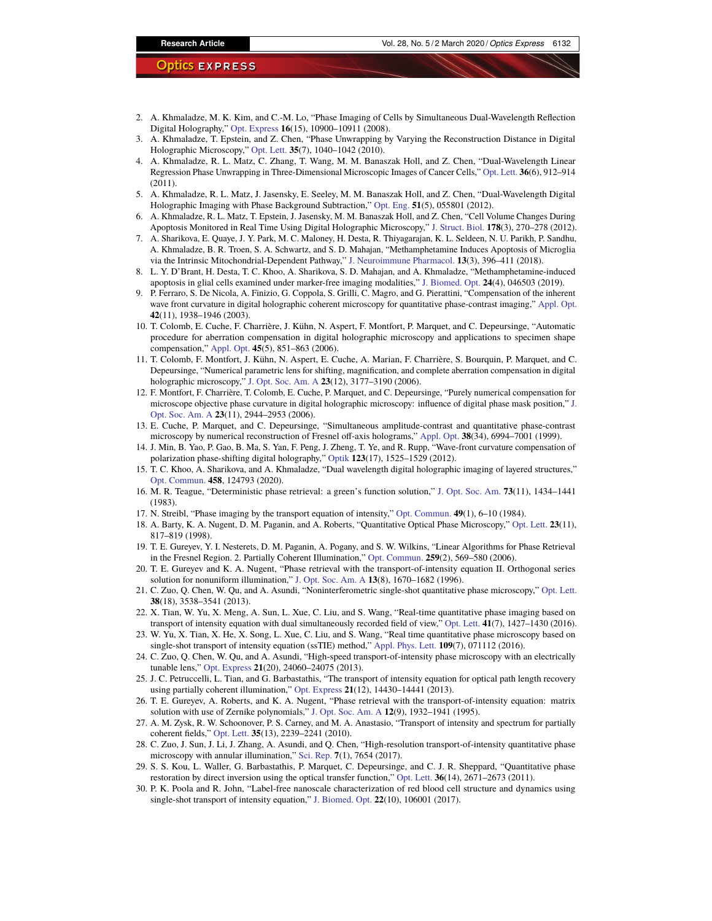2. A. Khmaladze, M. K. Kim, and C.-M. Lo, "Phase Imaging of Cells by Simultaneous Dual-Wavelength Reflection Digital Holography," Opt. Express **16**(15), 10900–10911 (2008).
3. A. Khmaladze, T. Epstein, and Z. Chen, "Phase Unwrapping by Varying the Reconstruction Distance in Digital Holographic Microscopy," Opt. Lett. **35**(7), 1040–1042 (2010).
4. A. Khmaladze, R. L. Matz, C. Zhang, T. Wang, M. M. Banaszak Holl, and Z. Chen, "Dual-Wavelength Linear Regression Phase Unwrapping in Three-Dimensional Microscopic Images of Cancer Cells," Opt. Lett. **36**(6), 912–914 (2011).
5. A. Khmaladze, R. L. Matz, J. Jasensky, E. Seeley, M. M. Banaszak Holl, and Z. Chen, "Dual-Wavelength Digital Holographic Imaging with Phase Background Subtraction," Opt. Eng. **51**(5), 055801 (2012).
6. A. Khmaladze, R. L. Matz, T. Epstein, J. Jasensky, M. M. Banaszak Holl, and Z. Chen, "Cell Volume Changes During Apoptosis Monitored in Real Time Using Digital Holographic Microscopy," J. Struct. Biol. **178**(3), 270–278 (2012).
7. A. Sharikova, E. Quaye, J. Y. Park, M. C. Maloney, H. Desta, R. Thiyagarajan, K. L. Seldeen, N. U. Parikh, P. Sandhu, A. Khmaladze, B. R. Troen, S. A. Schwartz, and S. D. Mahajan, "Methamphetamine Induces Apoptosis of Microglia via the Intrinsic Mitochondrial-Dependent Pathway," J. Neuroimmune Pharmacol. **13**(3), 396–411 (2018).
8. L. Y. D'Brant, H. Desta, T. C. Khoo, A. Sharikova, S. D. Mahajan, and A. Khmaladze, "Methamphetamine-induced apoptosis in glial cells examined under marker-free imaging modalities," J. Biomed. Opt. **24**(4), 046503 (2019).
9. P. Ferraro, S. De Nicola, A. Finizio, G. Coppola, S. Grilli, C. Magro, and G. Pierattini, "Compensation of the inherent wave front curvature in digital holographic coherent microscopy for quantitative phase-contrast imaging," Appl. Opt. **42**(11), 1938–1946 (2003).
10. T. Colomb, E. Cuche, F. Charrière, J. Kühn, N. Aspert, F. Montfort, P. Marquet, and C. Depeursinge, "Automatic procedure for aberration compensation in digital holographic microscopy and applications to specimen shape compensation," Appl. Opt. **45**(5), 851–863 (2006).
11. T. Colomb, F. Montfort, J. Kühn, N. Aspert, E. Cuche, A. Marian, F. Charrière, S. Bourquin, P. Marquet, and C. Depeursinge, "Numerical parametric lens for shifting, magnification, and complete aberration compensation in digital holographic microscopy," J. Opt. Soc. Am. A **23**(12), 3177–3190 (2006).
12. F. Montfort, F. Charrière, T. Colomb, E. Cuche, P. Marquet, and C. Depeursinge, "Purely numerical compensation for microscope objective phase curvature in digital holographic microscopy: influence of digital phase mask position," J. Opt. Soc. Am. A **23**(11), 2944–2953 (2006).
13. E. Cuche, P. Marquet, and C. Depeursinge, "Simultaneous amplitude-contrast and quantitative phase-contrast microscopy by numerical reconstruction of Fresnel off-axis holograms," Appl. Opt. **38**(34), 6994–7001 (1999).
14. J. Min, B. Yao, P. Gao, B. Ma, S. Yan, F. Peng, J. Zheng, T. Ye, and R. Rupp, "Wave-front curvature compensation of polarization phase-shifting digital holography," Optik **123**(17), 1525–1529 (2012).
15. T. C. Khoo, A. Sharikova, and A. Khmaladze, "Dual wavelength digital holographic imaging of layered structures," Opt. Commun. **458**, 124793 (2020).
16. M. R. Teague, "Deterministic phase retrieval: a green's function solution," J. Opt. Soc. Am. **73**(11), 1434–1441 (1983).
17. N. Streibl, "Phase imaging by the transport equation of intensity," Opt. Commun. **49**(1), 6–10 (1984).
18. A. Barty, K. A. Nugent, D. M. Paganin, and A. Roberts, "Quantitative Optical Phase Microscopy," Opt. Lett. **23**(11), 817–819 (1998).
19. T. E. Gureyev, Y. I. Nesterets, D. M. Paganin, A. Pogany, and S. W. Wilkins, "Linear Algorithms for Phase Retrieval in the Fresnel Region. 2. Partially Coherent Illumination," Opt. Commun. **259**(2), 569–580 (2006).
20. T. E. Gureyev and K. A. Nugent, "Phase retrieval with the transport-of-intensity equation II. Orthogonal series solution for nonuniform illumination," J. Opt. Soc. Am. A **13**(8), 1670–1682 (1996).
21. C. Zuo, Q. Chen, W. Qu, and A. Asundi, "Noninterferometric single-shot quantitative phase microscopy," Opt. Lett. **38**(18), 3538–3541 (2013).
22. X. Tian, W. Yu, X. Meng, A. Sun, L. Xue, C. Liu, and S. Wang, "Real-time quantitative phase imaging based on transport of intensity equation with dual simultaneously recorded field of view," Opt. Lett. **41**(7), 1427–1430 (2016).
23. W. Yu, X. Tian, X. He, X. Song, L. Xue, C. Liu, and S. Wang, "Real time quantitative phase microscopy based on single-shot transport of intensity equation (ssTIE) method," Appl. Phys. Lett. **109**(7), 071112 (2016).
24. C. Zuo, Q. Chen, W. Qu, and A. Asundi, "High-speed transport-of-intensity phase microscopy with an electrically tunable lens," Opt. Express **21**(20), 24060–24075 (2013).
25. J. C. Petruccelli, L. Tian, and G. Barbastathis, "The transport of intensity equation for optical path length recovery using partially coherent illumination," Opt. Express **21**(12), 14430–14441 (2013).
26. T. E. Gureyev, A. Roberts, and K. A. Nugent, "Phase retrieval with the transport-of-intensity equation: matrix solution with use of Zernike polynomials," J. Opt. Soc. Am. A **12**(9), 1932–1941 (1995).
27. A. M. Zysk, R. W. Schoonover, P. S. Carney, and M. A. Anastasio, "Transport of intensity and spectrum for partially coherent fields," Opt. Lett. **35**(13), 2239–2241 (2010).
28. C. Zuo, J. Sun, J. Li, J. Zhang, A. Asundi, and Q. Chen, "High-resolution transport-of-intensity quantitative phase microscopy with annular illumination," Sci. Rep. **7**(1), 7654 (2017).
29. S. S. Kou, L. Waller, G. Barbastathis, P. Marquet, C. Depeursinge, and C. J. R. Sheppard, "Quantitative phase restoration by direct inversion using the optical transfer function," Opt. Lett. **36**(14), 2671–2673 (2011).
30. P. K. Poola and R. John, "Label-free nanoscale characterization of red blood cell structure and dynamics using single-shot transport of intensity equation," J. Biomed. Opt. **22**(10), 106001 (2017).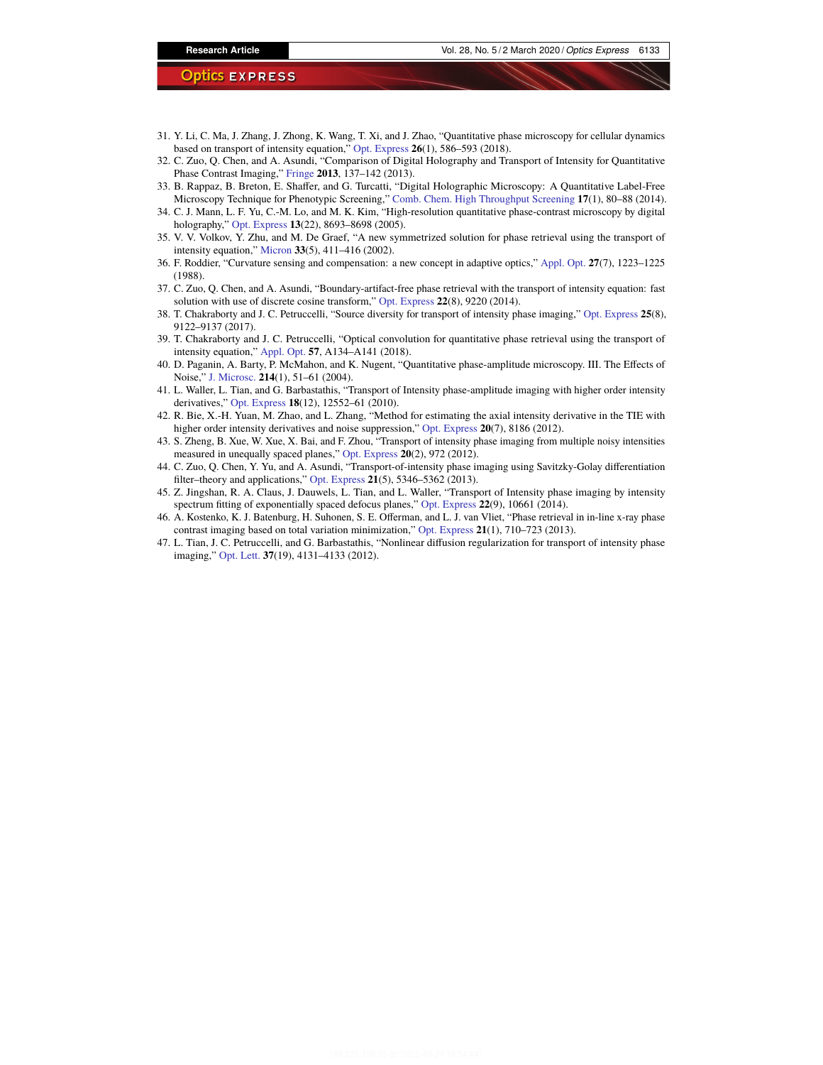31. Y. Li, C. Ma, J. Zhang, J. Zhong, K. Wang, T. Xi, and J. Zhao, "Quantitative phase microscopy for cellular dynamics based on transport of intensity equation," Opt. Express **26**(1), 586–593 (2018).
32. C. Zuo, Q. Chen, and A. Asundi, "Comparison of Digital Holography and Transport of Intensity for Quantitative Phase Contrast Imaging," Fringe **2013**, 137–142 (2013).
33. B. Rappaz, B. Breton, E. Shaffer, and G. Turcatti, "Digital Holographic Microscopy: A Quantitative Label-Free Microscopy Technique for Phenotypic Screening," Comb. Chem. High Throughput Screening **17**(1), 80–88 (2014).
34. C. J. Mann, L. F. Yu, C.-M. Lo, and M. K. Kim, "High-resolution quantitative phase-contrast microscopy by digital holography," Opt. Express **13**(22), 8693–8698 (2005).
35. V. V. Volkov, Y. Zhu, and M. De Graef, "A new symmetrized solution for phase retrieval using the transport of intensity equation," Micron **33**(5), 411–416 (2002).
36. F. Roddier, "Curvature sensing and compensation: a new concept in adaptive optics," Appl. Opt. **27**(7), 1223–1225 (1988).
37. C. Zuo, Q. Chen, and A. Asundi, "Boundary-artifact-free phase retrieval with the transport of intensity equation: fast solution with use of discrete cosine transform," Opt. Express **22**(8), 9220 (2014).
38. T. Chakraborty and J. C. Petruccelli, "Source diversity for transport of intensity phase imaging," Opt. Express **25**(8), 9122–9137 (2017).
39. T. Chakraborty and J. C. Petruccelli, "Optical convolution for quantitative phase retrieval using the transport of intensity equation," Appl. Opt. **57**, A134–A141 (2018).
40. D. Paganin, A. Barty, P. McMahon, and K. Nugent, "Quantitative phase-amplitude microscopy. III. The Effects of Noise," J. Microsc. **214**(1), 51–61 (2004).
41. L. Waller, L. Tian, and G. Barbastathis, "Transport of Intensity phase-amplitude imaging with higher order intensity derivatives," Opt. Express **18**(12), 12552–61 (2010).
42. R. Bie, X.-H. Yuan, M. Zhao, and L. Zhang, "Method for estimating the axial intensity derivative in the TIE with higher order intensity derivatives and noise suppression," Opt. Express **20**(7), 8186 (2012).
43. S. Zheng, B. Xue, W. Xue, X. Bai, and F. Zhou, "Transport of intensity phase imaging from multiple noisy intensities measured in unequally spaced planes," Opt. Express **20**(2), 972 (2012).
44. C. Zuo, Q. Chen, Y. Yu, and A. Asundi, "Transport-of-intensity phase imaging using Savitzky-Golay differentiation filter–theory and applications," Opt. Express **21**(5), 5346–5362 (2013).
45. Z. Jingshan, R. A. Claus, J. Dauwels, L. Tian, and L. Waller, "Transport of Intensity phase imaging by intensity spectrum fitting of exponentially spaced defocus planes," Opt. Express **22**(9), 10661 (2014).
46. A. Kostenko, K. J. Batenburg, H. Suhonen, S. E. Offerman, and L. J. van Vliet, "Phase retrieval in in-line x-ray phase contrast imaging based on total variation minimization," Opt. Express **21**(1), 710–723 (2013).
47. L. Tian, J. C. Petruccelli, and G. Barbastathis, "Nonlinear diffusion regularization for transport of intensity phase imaging," Opt. Lett. **37**(19), 4131–4133 (2012).